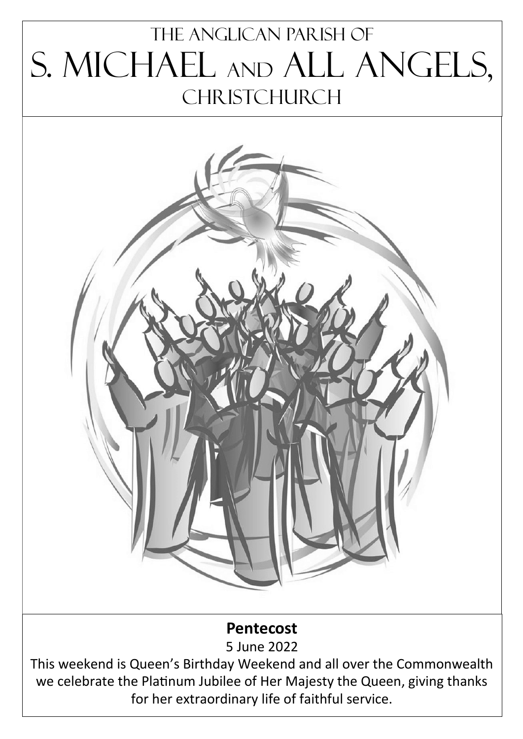# The Anglican Parish of S. Michael and All Angels, Christchurch

**Pentecost**

5 June 2022

This weekend is Queen's Birthday Weekend and all over the Commonwealth we celebrate the Platinum Jubilee of Her Majesty the Queen, giving thanks for her extraordinary life of faithful service.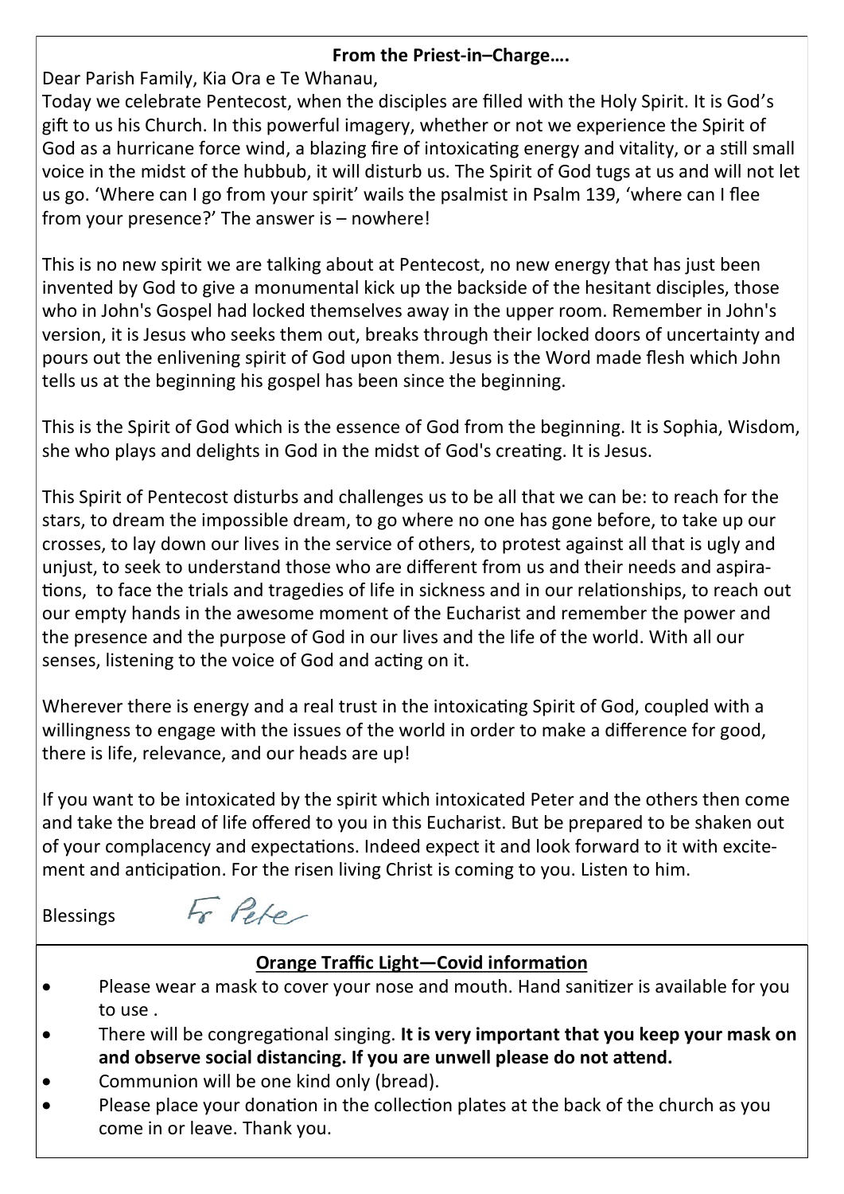**From the Priest-in–Charge….**

Dear Parish Family, Kia Ora e Te Whanau,

Today we celebrate Pentecost, when the disciples are filled with the Holy Spirit. It is God's gift to us his Church. In this powerful imagery, whether or not we experience the Spirit of God as a hurricane force wind, a blazing fire of intoxicating energy and vitality, or a still small voice in the midst of the hubbub, it will disturb us. The Spirit of God tugs at us and will not let us go. 'Where can I go from your spirit' wails the psalmist in Psalm 139, 'where can I flee from your presence?' The answer is – nowhere!

This is no new spirit we are talking about at Pentecost, no new energy that has just been invented by God to give a monumental kick up the backside of the hesitant disciples, those who in John's Gospel had locked themselves away in the upper room. Remember in John's version, it is Jesus who seeks them out, breaks through their locked doors of uncertainty and pours out the enlivening spirit of God upon them. Jesus is the Word made flesh which John tells us at the beginning his gospel has been since the beginning.

This is the Spirit of God which is the essence of God from the beginning. It is Sophia, Wisdom, she who plays and delights in God in the midst of God's creating. It is Jesus.

This Spirit of Pentecost disturbs and challenges us to be all that we can be: to reach for the stars, to dream the impossible dream, to go where no one has gone before, to take up our crosses, to lay down our lives in the service of others, to protest against all that is ugly and unjust, to seek to understand those who are different from us and their needs and aspirations, to face the trials and tragedies of life in sickness and in our relationships, to reach out our empty hands in the awesome moment of the Eucharist and remember the power and the presence and the purpose of God in our lives and the life of the world. With all our senses, listening to the voice of God and acting on it.

Wherever there is energy and a real trust in the intoxicating Spirit of God, coupled with a willingness to engage with the issues of the world in order to make a difference for good, there is life, relevance, and our heads are up!

If you want to be intoxicated by the spirit which intoxicated Peter and the others then come and take the bread of life offered to you in this Eucharist. But be prepared to be shaken out of your complacency and expectations. Indeed expect it and look forward to it with excitement and anticipation. For the risen living Christ is coming to you. Listen to him.

Blessings Fr Pete

**Orange Traffic Light—Covid information**

- Please wear a mask to cover your nose and mouth. Hand sanitizer is available for you to use .
- There will be congregational singing. **It is very important that you keep your mask on and observe social distancing. If you are unwell please do not attend.**
- Communion will be one kind only (bread).
- Please place your donation in the collection plates at the back of the church as you come in or leave. Thank you.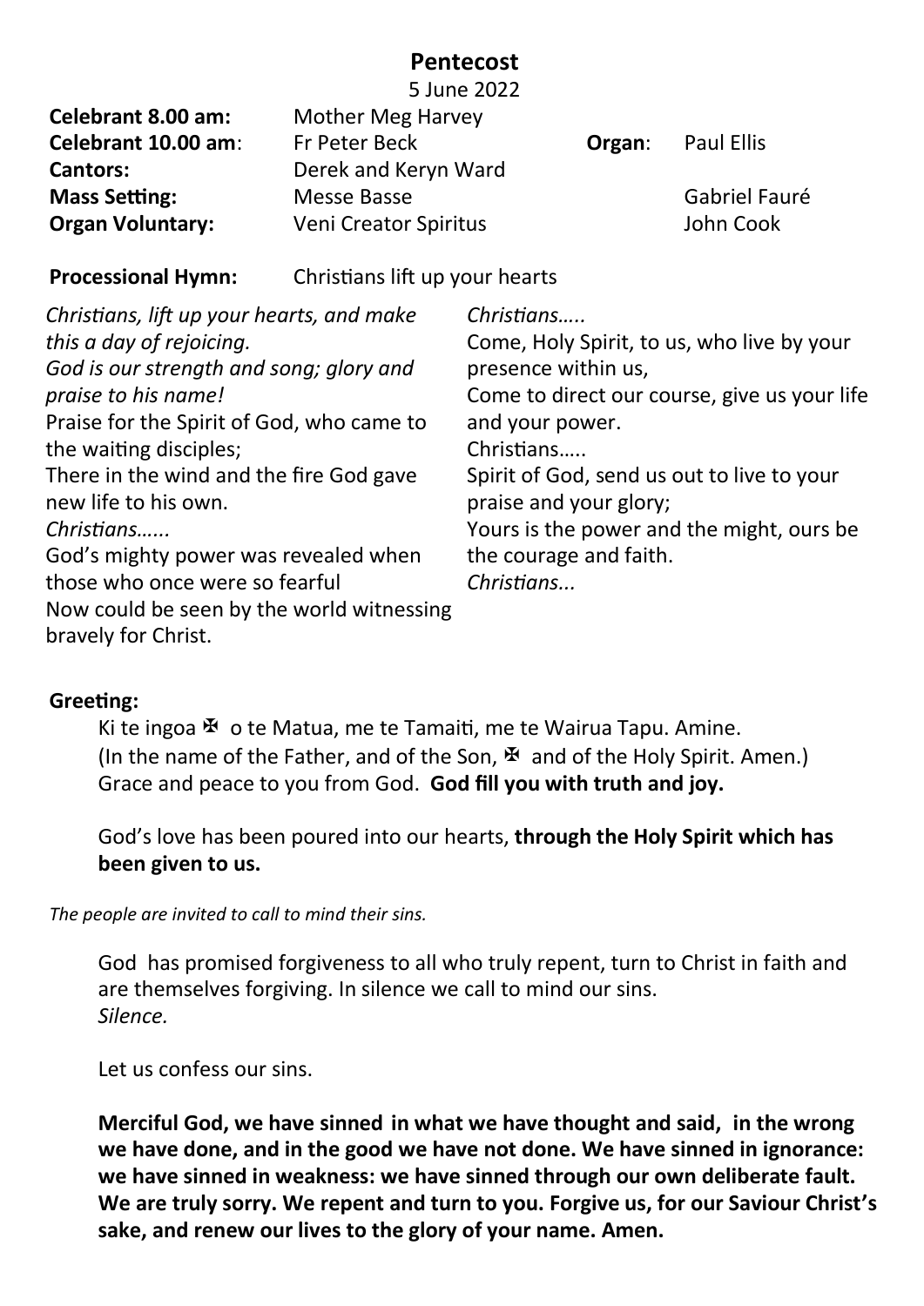# Pentecost

5 June 2022

| | | | |
|---|---|---|---|
| **Celebrant 8.00 am:** | Mother Meg Harvey | | |
| **Celebrant 10.00 am**: | Fr Peter Beck | **Organ**: | Paul Ellis |
| **Cantors:** | Derek and Keryn Ward | | |
| **Mass Setting:** | Messe Basse | | Gabriel Fauré |
| **Organ Voluntary:** | Veni Creator Spiritus | | John Cook |

**Processional Hymn:** Christians lift up your hearts

*Christians, lift up your hearts, and make this a day of rejoicing.*
*God is our strength and song; glory and praise to his name!*
Praise for the Spirit of God, who came to the waiting disciples;
There in the wind and the fire God gave new life to his own.
*Christians……*
God's mighty power was revealed when those who once were so fearful
Now could be seen by the world witnessing bravely for Christ.
*Christians…..*
Come, Holy Spirit, to us, who live by your presence within us,
Come to direct our course, give us your life and your power.
Christians…..
Spirit of God, send us out to live to your praise and your glory;
Yours is the power and the might, ours be the courage and faith.
*Christians...*

**Greeting:**

Ki te ingoa ✠ o te Matua, me te Tamaiti, me te Wairua Tapu. Amine.
(In the name of the Father, and of the Son, ✠ and of the Holy Spirit. Amen.)
Grace and peace to you from God. **God fill you with truth and joy.**

God's love has been poured into our hearts, **through the Holy Spirit which has been given to us.**

*The people are invited to call to mind their sins.*

God has promised forgiveness to all who truly repent, turn to Christ in faith and are themselves forgiving. In silence we call to mind our sins.
*Silence.*

Let us confess our sins.

**Merciful God, we have sinned in what we have thought and said, in the wrong we have done, and in the good we have not done. We have sinned in ignorance: we have sinned in weakness: we have sinned through our own deliberate fault. We are truly sorry. We repent and turn to you. Forgive us, for our Saviour Christ's sake, and renew our lives to the glory of your name. Amen.**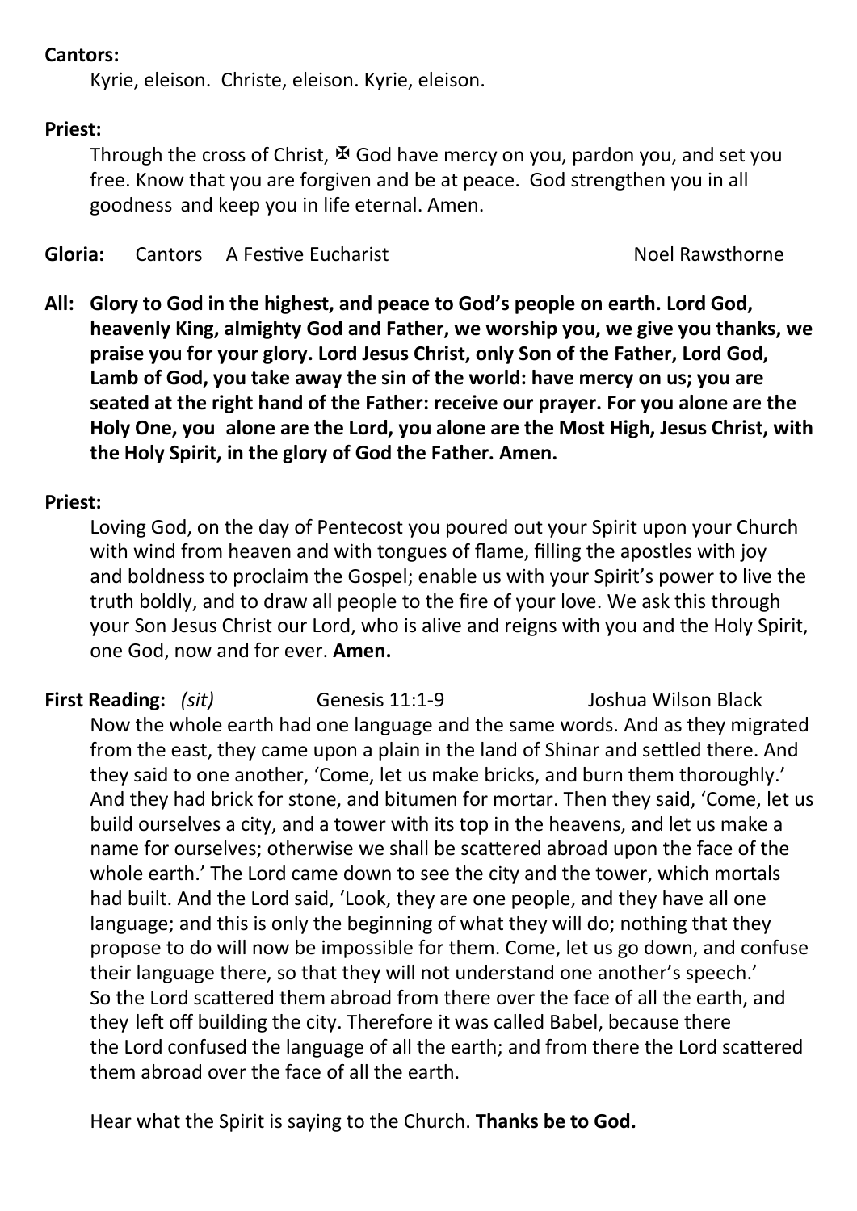**Cantors:**

Kyrie, eleison. Christe, eleison. Kyrie, eleison.

**Priest:**

Through the cross of Christ, ✠ God have mercy on you, pardon you, and set you free. Know that you are forgiven and be at peace. God strengthen you in all goodness and keep you in life eternal. Amen.

**Gloria:** Cantors A Festive Eucharist Noel Rawsthorne

**All: Glory to God in the highest, and peace to God's people on earth. Lord God, heavenly King, almighty God and Father, we worship you, we give you thanks, we praise you for your glory. Lord Jesus Christ, only Son of the Father, Lord God, Lamb of God, you take away the sin of the world: have mercy on us; you are seated at the right hand of the Father: receive our prayer. For you alone are the Holy One, you alone are the Lord, you alone are the Most High, Jesus Christ, with the Holy Spirit, in the glory of God the Father. Amen.**

**Priest:**

Loving God, on the day of Pentecost you poured out your Spirit upon your Church with wind from heaven and with tongues of flame, filling the apostles with joy and boldness to proclaim the Gospel; enable us with your Spirit's power to live the truth boldly, and to draw all people to the fire of your love. We ask this through your Son Jesus Christ our Lord, who is alive and reigns with you and the Holy Spirit, one God, now and for ever. **Amen.**

**First Reading:** *(sit)* Genesis 11:1-9 Joshua Wilson Black

Now the whole earth had one language and the same words. And as they migrated from the east, they came upon a plain in the land of Shinar and settled there. And they said to one another, 'Come, let us make bricks, and burn them thoroughly.' And they had brick for stone, and bitumen for mortar. Then they said, 'Come, let us build ourselves a city, and a tower with its top in the heavens, and let us make a name for ourselves; otherwise we shall be scattered abroad upon the face of the whole earth.' The Lord came down to see the city and the tower, which mortals had built. And the Lord said, 'Look, they are one people, and they have all one language; and this is only the beginning of what they will do; nothing that they propose to do will now be impossible for them. Come, let us go down, and confuse their language there, so that they will not understand one another's speech.' So the Lord scattered them abroad from there over the face of all the earth, and they left off building the city. Therefore it was called Babel, because there the Lord confused the language of all the earth; and from there the Lord scattered them abroad over the face of all the earth.

Hear what the Spirit is saying to the Church. **Thanks be to God.**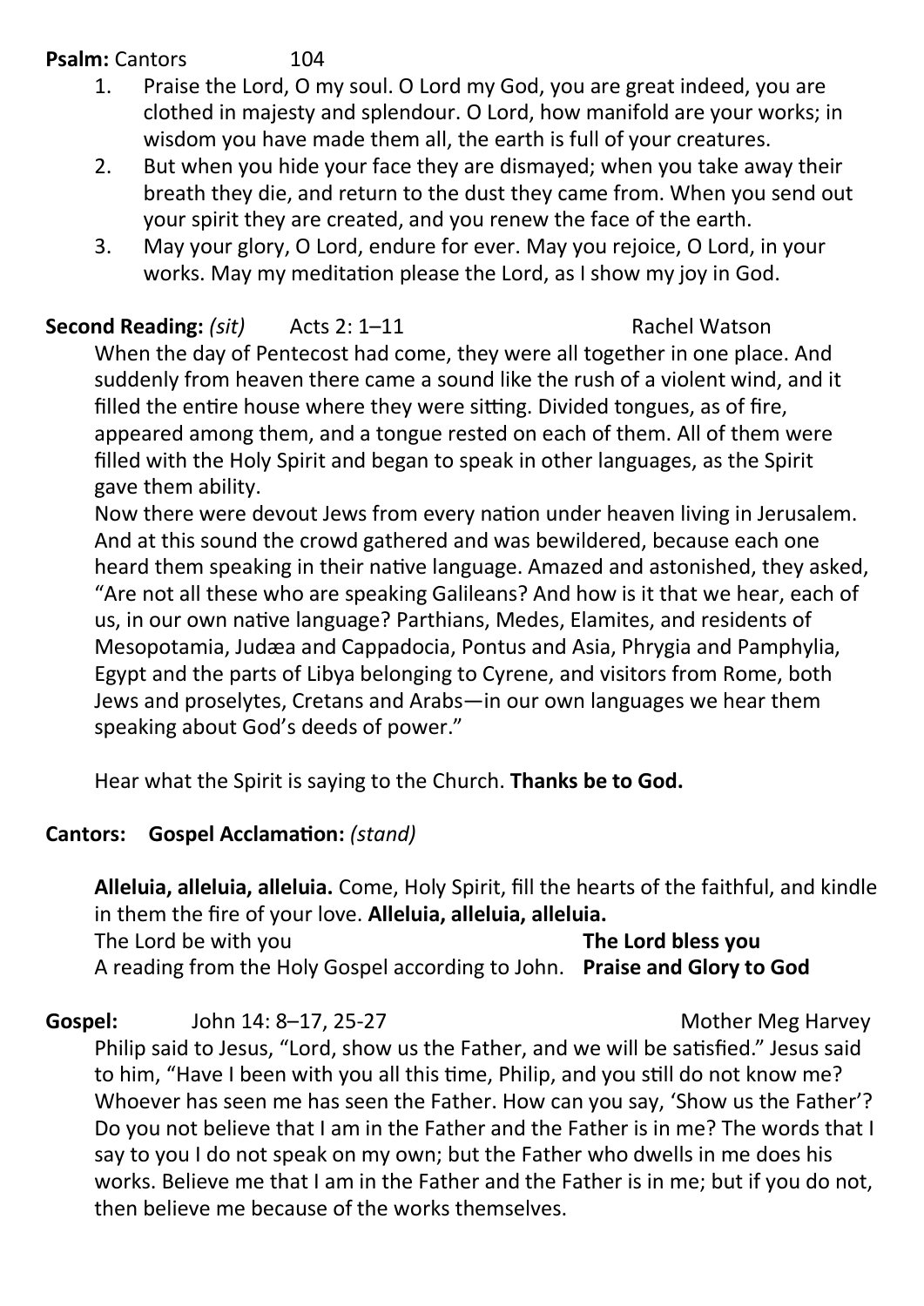**Psalm:** Cantors 104

1. Praise the Lord, O my soul. O Lord my God, you are great indeed, you are clothed in majesty and splendour. O Lord, how manifold are your works; in wisdom you have made them all, the earth is full of your creatures.
2. But when you hide your face they are dismayed; when you take away their breath they die, and return to the dust they came from. When you send out your spirit they are created, and you renew the face of the earth.
3. May your glory, O Lord, endure for ever. May you rejoice, O Lord, in your works. May my meditation please the Lord, as I show my joy in God.

**Second Reading:** *(sit)* Acts 2: 1–11 Rachel Watson

When the day of Pentecost had come, they were all together in one place. And suddenly from heaven there came a sound like the rush of a violent wind, and it filled the entire house where they were sitting. Divided tongues, as of fire, appeared among them, and a tongue rested on each of them. All of them were filled with the Holy Spirit and began to speak in other languages, as the Spirit gave them ability.

Now there were devout Jews from every nation under heaven living in Jerusalem. And at this sound the crowd gathered and was bewildered, because each one heard them speaking in their native language. Amazed and astonished, they asked, "Are not all these who are speaking Galileans? And how is it that we hear, each of us, in our own native language? Parthians, Medes, Elamites, and residents of Mesopotamia, Judæa and Cappadocia, Pontus and Asia, Phrygia and Pamphylia, Egypt and the parts of Libya belonging to Cyrene, and visitors from Rome, both Jews and proselytes, Cretans and Arabs—in our own languages we hear them speaking about God's deeds of power."

Hear what the Spirit is saying to the Church. **Thanks be to God.**

**Cantors: Gospel Acclamation:** *(stand)*

**Alleluia, alleluia, alleluia.** Come, Holy Spirit, fill the hearts of the faithful, and kindle in them the fire of your love. **Alleluia, alleluia, alleluia.**

The Lord be with you **The Lord bless you**

A reading from the Holy Gospel according to John. **Praise and Glory to God**

**Gospel:** John 14: 8–17, 25-27 Mother Meg Harvey

Philip said to Jesus, "Lord, show us the Father, and we will be satisfied." Jesus said to him, "Have I been with you all this time, Philip, and you still do not know me? Whoever has seen me has seen the Father. How can you say, 'Show us the Father'? Do you not believe that I am in the Father and the Father is in me? The words that I say to you I do not speak on my own; but the Father who dwells in me does his works. Believe me that I am in the Father and the Father is in me; but if you do not, then believe me because of the works themselves.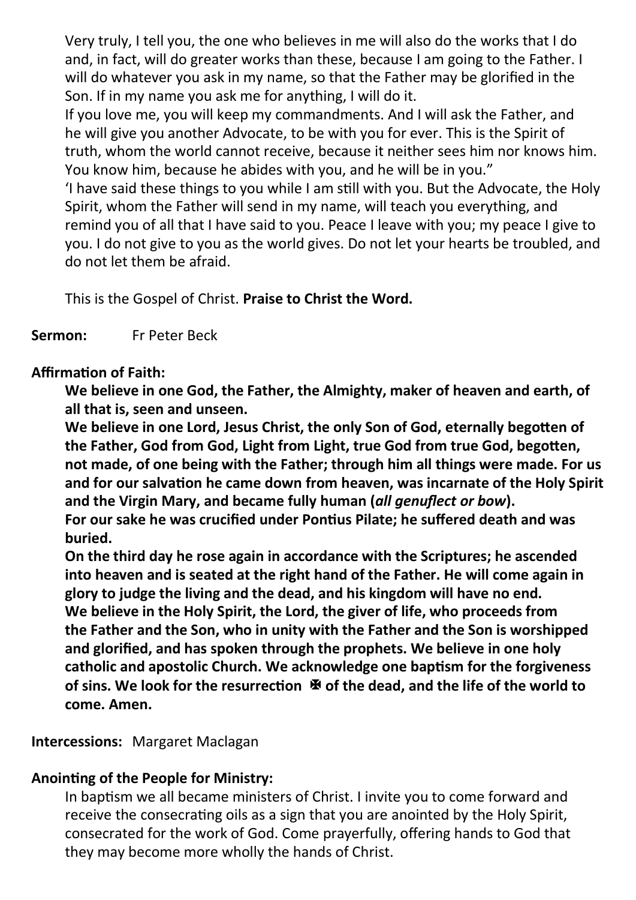Very truly, I tell you, the one who believes in me will also do the works that I do and, in fact, will do greater works than these, because I am going to the Father. I will do whatever you ask in my name, so that the Father may be glorified in the Son. If in my name you ask me for anything, I will do it.
If you love me, you will keep my commandments. And I will ask the Father, and he will give you another Advocate, to be with you for ever. This is the Spirit of truth, whom the world cannot receive, because it neither sees him nor knows him. You know him, because he abides with you, and he will be in you."
'I have said these things to you while I am still with you. But the Advocate, the Holy Spirit, whom the Father will send in my name, will teach you everything, and remind you of all that I have said to you. Peace I leave with you; my peace I give to you. I do not give to you as the world gives. Do not let your hearts be troubled, and do not let them be afraid.

This is the Gospel of Christ. **Praise to Christ the Word.**

**Sermon:** Fr Peter Beck

**Affirmation of Faith:**

**We believe in one God, the Father, the Almighty, maker of heaven and earth, of all that is, seen and unseen.**
**We believe in one Lord, Jesus Christ, the only Son of God, eternally begotten of the Father, God from God, Light from Light, true God from true God, begotten, not made, of one being with the Father; through him all things were made. For us and for our salvation he came down from heaven, was incarnate of the Holy Spirit and the Virgin Mary, and became fully human (*all genuflect or bow*).**
**For our sake he was crucified under Pontius Pilate; he suffered death and was buried.**
**On the third day he rose again in accordance with the Scriptures; he ascended into heaven and is seated at the right hand of the Father. He will come again in glory to judge the living and the dead, and his kingdom will have no end.**
**We believe in the Holy Spirit, the Lord, the giver of life, who proceeds from the Father and the Son, who in unity with the Father and the Son is worshipped and glorified, and has spoken through the prophets. We believe in one holy catholic and apostolic Church. We acknowledge one baptism for the forgiveness of sins. We look for the resurrection ✠ of the dead, and the life of the world to come. Amen.**

**Intercessions:** Margaret Maclagan

**Anointing of the People for Ministry:**

In baptism we all became ministers of Christ. I invite you to come forward and receive the consecrating oils as a sign that you are anointed by the Holy Spirit, consecrated for the work of God. Come prayerfully, offering hands to God that they may become more wholly the hands of Christ.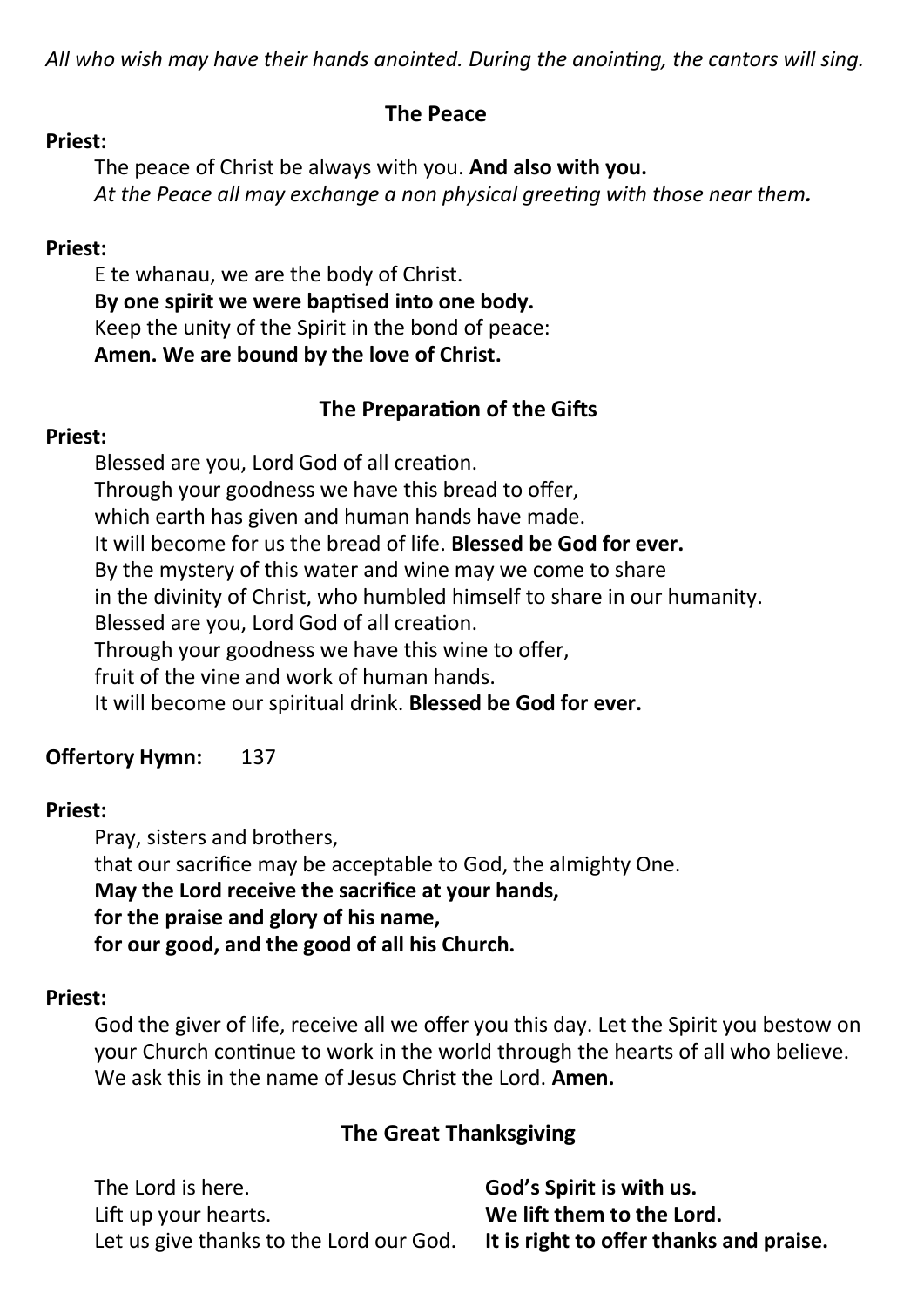*All who wish may have their hands anointed. During the anointing, the cantors will sing.*

## The Peace

**Priest:**

The peace of Christ be always with you. **And also with you.**
*At the Peace all may exchange a non physical greeting with those near them.*

**Priest:**

E te whanau, we are the body of Christ.
**By one spirit we were baptised into one body.**
Keep the unity of the Spirit in the bond of peace:
**Amen. We are bound by the love of Christ.**

## The Preparation of the Gifts

**Priest:**

Blessed are you, Lord God of all creation.
Through your goodness we have this bread to offer,
which earth has given and human hands have made.
It will become for us the bread of life. **Blessed be God for ever.**
By the mystery of this water and wine may we come to share
in the divinity of Christ, who humbled himself to share in our humanity.
Blessed are you, Lord God of all creation.
Through your goodness we have this wine to offer,
fruit of the vine and work of human hands.
It will become our spiritual drink. **Blessed be God for ever.**

**Offertory Hymn:** 137

**Priest:**

Pray, sisters and brothers,
that our sacrifice may be acceptable to God, the almighty One.
**May the Lord receive the sacrifice at your hands,**
**for the praise and glory of his name,**
**for our good, and the good of all his Church.**

**Priest:**

God the giver of life, receive all we offer you this day. Let the Spirit you bestow on your Church continue to work in the world through the hearts of all who believe. We ask this in the name of Jesus Christ the Lord. **Amen.**

## The Great Thanksgiving

The Lord is here. **God's Spirit is with us.**
Lift up your hearts. **We lift them to the Lord.**
Let us give thanks to the Lord our God. **It is right to offer thanks and praise.**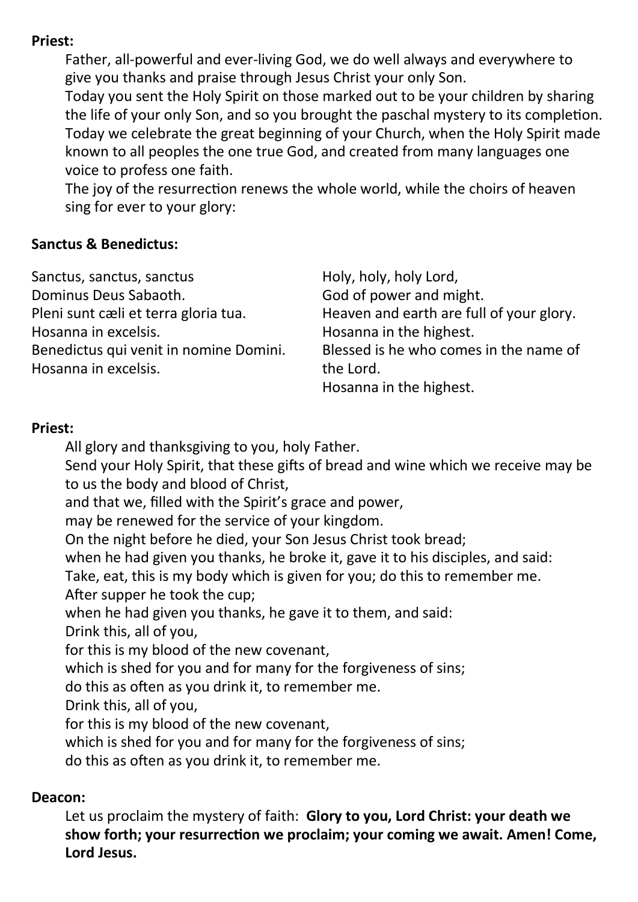**Priest:**

Father, all-powerful and ever-living God, we do well always and everywhere to give you thanks and praise through Jesus Christ your only Son.
Today you sent the Holy Spirit on those marked out to be your children by sharing the life of your only Son, and so you brought the paschal mystery to its completion.
Today we celebrate the great beginning of your Church, when the Holy Spirit made known to all peoples the one true God, and created from many languages one voice to profess one faith.
The joy of the resurrection renews the whole world, while the choirs of heaven sing for ever to your glory:

**Sanctus & Benedictus:**

| | |
|---|---|
| Sanctus, sanctus, sanctus | Holy, holy, holy Lord, |
| Dominus Deus Sabaoth. | God of power and might. |
| Pleni sunt cæli et terra gloria tua. | Heaven and earth are full of your glory. |
| Hosanna in excelsis. | Hosanna in the highest. |
| Benedictus qui venit in nomine Domini. | Blessed is he who comes in the name of the Lord. |
| Hosanna in excelsis. | Hosanna in the highest. |

**Priest:**

All glory and thanksgiving to you, holy Father.
Send your Holy Spirit, that these gifts of bread and wine which we receive may be to us the body and blood of Christ,
and that we, filled with the Spirit's grace and power,
may be renewed for the service of your kingdom.
On the night before he died, your Son Jesus Christ took bread;
when he had given you thanks, he broke it, gave it to his disciples, and said:
Take, eat, this is my body which is given for you; do this to remember me.
After supper he took the cup;
when he had given you thanks, he gave it to them, and said:
Drink this, all of you,
for this is my blood of the new covenant,
which is shed for you and for many for the forgiveness of sins;
do this as often as you drink it, to remember me.
Drink this, all of you,
for this is my blood of the new covenant,
which is shed for you and for many for the forgiveness of sins;
do this as often as you drink it, to remember me.

**Deacon:**

Let us proclaim the mystery of faith: **Glory to you, Lord Christ: your death we show forth; your resurrection we proclaim; your coming we await. Amen! Come, Lord Jesus.**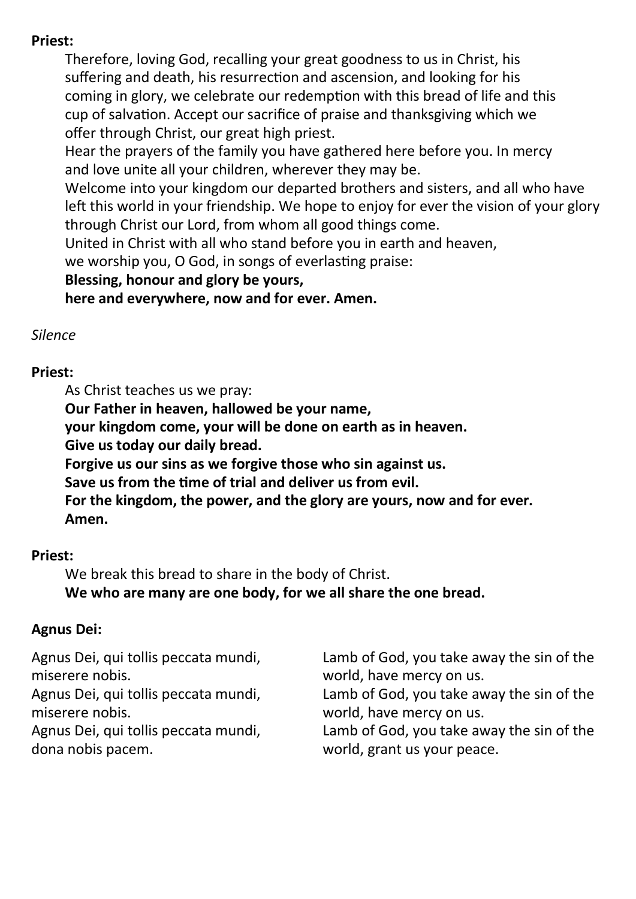**Priest:**

Therefore, loving God, recalling your great goodness to us in Christ, his suffering and death, his resurrection and ascension, and looking for his coming in glory, we celebrate our redemption with this bread of life and this cup of salvation. Accept our sacrifice of praise and thanksgiving which we offer through Christ, our great high priest.

Hear the prayers of the family you have gathered here before you. In mercy and love unite all your children, wherever they may be.

Welcome into your kingdom our departed brothers and sisters, and all who have left this world in your friendship. We hope to enjoy for ever the vision of your glory through Christ our Lord, from whom all good things come.

United in Christ with all who stand before you in earth and heaven,
we worship you, O God, in songs of everlasting praise:
**Blessing, honour and glory be yours,**
**here and everywhere, now and for ever. Amen.**

*Silence*

**Priest:**

As Christ teaches us we pray:
**Our Father in heaven, hallowed be your name,**
**your kingdom come, your will be done on earth as in heaven.**
**Give us today our daily bread.**
**Forgive us our sins as we forgive those who sin against us.**
**Save us from the time of trial and deliver us from evil.**
**For the kingdom, the power, and the glory are yours, now and for ever.**
**Amen.**

**Priest:**

We break this bread to share in the body of Christ.
**We who are many are one body, for we all share the one bread.**

**Agnus Dei:**

Agnus Dei, qui tollis peccata mundi, miserere nobis.
Agnus Dei, qui tollis peccata mundi, miserere nobis.
Agnus Dei, qui tollis peccata mundi, dona nobis pacem.

Lamb of God, you take away the sin of the world, have mercy on us.
Lamb of God, you take away the sin of the world, have mercy on us.
Lamb of God, you take away the sin of the world, grant us your peace.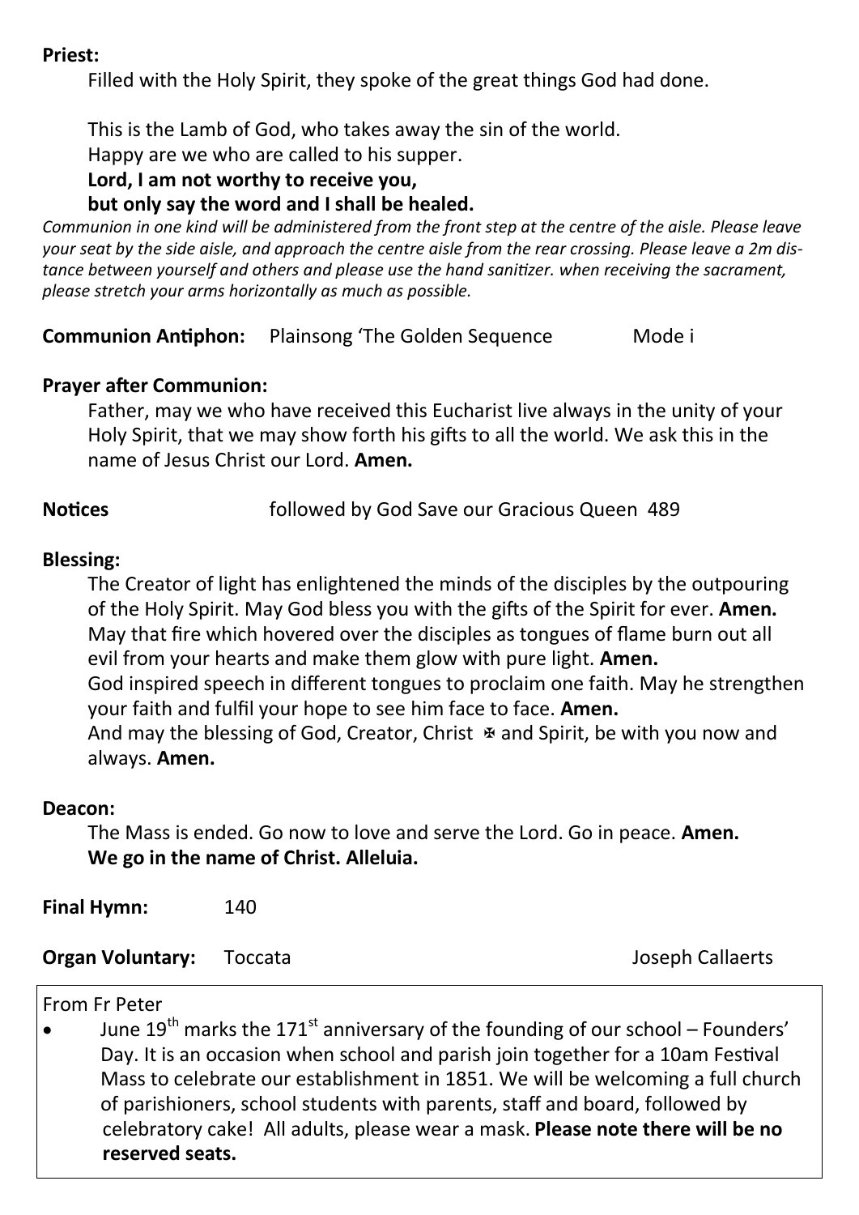**Priest:**

Filled with the Holy Spirit, they spoke of the great things God had done.

This is the Lamb of God, who takes away the sin of the world.
Happy are we who are called to his supper.
**Lord, I am not worthy to receive you,**
**but only say the word and I shall be healed.**

*Communion in one kind will be administered from the front step at the centre of the aisle. Please leave your seat by the side aisle, and approach the centre aisle from the rear crossing. Please leave a 2m distance between yourself and others and please use the hand sanitizer. when receiving the sacrament, please stretch your arms horizontally as much as possible.*

**Communion Antiphon:** Plainsong 'The Golden Sequence Mode i

**Prayer after Communion:**

Father, may we who have received this Eucharist live always in the unity of your Holy Spirit, that we may show forth his gifts to all the world. We ask this in the name of Jesus Christ our Lord. **Amen.**

**Notices** followed by God Save our Gracious Queen 489

**Blessing:**

The Creator of light has enlightened the minds of the disciples by the outpouring of the Holy Spirit. May God bless you with the gifts of the Spirit for ever. **Amen.**
May that fire which hovered over the disciples as tongues of flame burn out all evil from your hearts and make them glow with pure light. **Amen.**
God inspired speech in different tongues to proclaim one faith. May he strengthen your faith and fulfil your hope to see him face to face. **Amen.**
And may the blessing of God, Creator, Christ ✠ and Spirit, be with you now and always. **Amen.**

**Deacon:**

The Mass is ended. Go now to love and serve the Lord. Go in peace. **Amen.**
**We go in the name of Christ. Alleluia.**

**Final Hymn:** 140

**Organ Voluntary:** Toccata Joseph Callaerts

From Fr Peter

- June 19th marks the 171st anniversary of the founding of our school – Founders' Day. It is an occasion when school and parish join together for a 10am Festival Mass to celebrate our establishment in 1851. We will be welcoming a full church of parishioners, school students with parents, staff and board, followed by celebratory cake! All adults, please wear a mask. **Please note there will be no reserved seats.**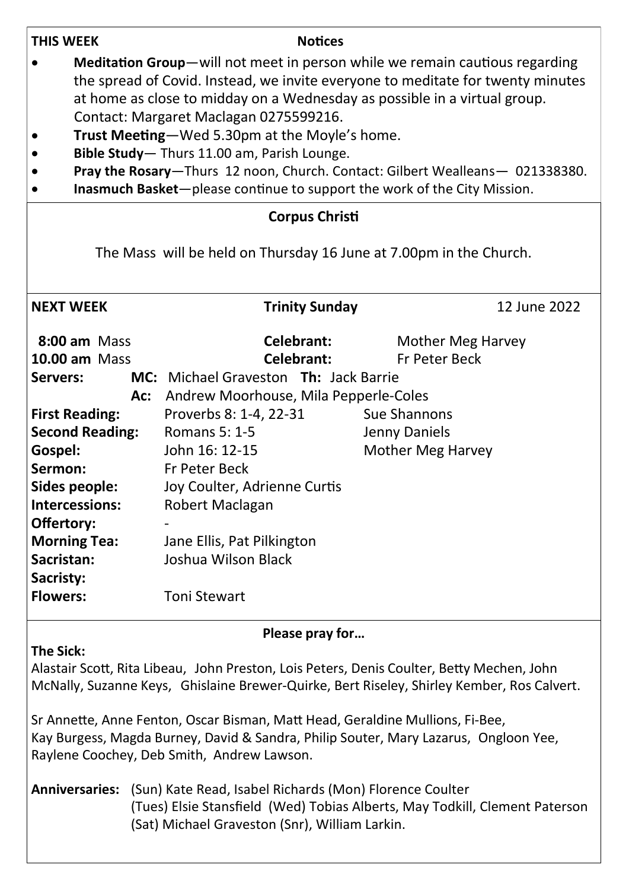**THIS WEEK** **Notices**

- **Meditation Group**—will not meet in person while we remain cautious regarding the spread of Covid. Instead, we invite everyone to meditate for twenty minutes at home as close to midday on a Wednesday as possible in a virtual group. Contact: Margaret Maclagan 0275599216.
- **Trust Meeting**—Wed 5.30pm at the Moyle's home.
- **Bible Study**— Thurs 11.00 am, Parish Lounge.
- **Pray the Rosary**—Thurs 12 noon, Church. Contact: Gilbert Wealleans— 021338380.
- **Inasmuch Basket**—please continue to support the work of the City Mission.

## Corpus Christi

The Mass will be held on Thursday 16 June at 7.00pm in the Church.

**NEXT WEEK** **Trinity Sunday** 12 June 2022

| | | | |
|---|---|---|---|
| **8:00 am** Mass | | **Celebrant:** | Mother Meg Harvey |
| **10.00 am** Mass | | **Celebrant:** | Fr Peter Beck |
| **Servers:** | **MC:** Michael Graveston **Th:** Jack Barrie | | |
| | **Ac:** Andrew Moorhouse, Mila Pepperle-Coles | | |
| **First Reading:** | Proverbs 8: 1-4, 22-31 | Sue Shannons | |
| **Second Reading:** | Romans 5: 1-5 | Jenny Daniels | |
| **Gospel:** | John 16: 12-15 | Mother Meg Harvey | |
| **Sermon:** | Fr Peter Beck | | |
| **Sides people:** | Joy Coulter, Adrienne Curtis | | |
| **Intercessions:** | Robert Maclagan | | |
| **Offertory:** | - | | |
| **Morning Tea:** | Jane Ellis, Pat Pilkington | | |
| **Sacristan:** | Joshua Wilson Black | | |
| **Sacristy:** | | | |
| **Flowers:** | Toni Stewart | | |

## Please pray for…

**The Sick:**

Alastair Scott, Rita Libeau, John Preston, Lois Peters, Denis Coulter, Betty Mechen, John McNally, Suzanne Keys, Ghislaine Brewer-Quirke, Bert Riseley, Shirley Kember, Ros Calvert.

Sr Annette, Anne Fenton, Oscar Bisman, Matt Head, Geraldine Mullions, Fi-Bee, Kay Burgess, Magda Burney, David & Sandra, Philip Souter, Mary Lazarus, Ongloon Yee, Raylene Coochey, Deb Smith, Andrew Lawson.

**Anniversaries:** (Sun) Kate Read, Isabel Richards (Mon) Florence Coulter (Tues) Elsie Stansfield (Wed) Tobias Alberts, May Todkill, Clement Paterson (Sat) Michael Graveston (Snr), William Larkin.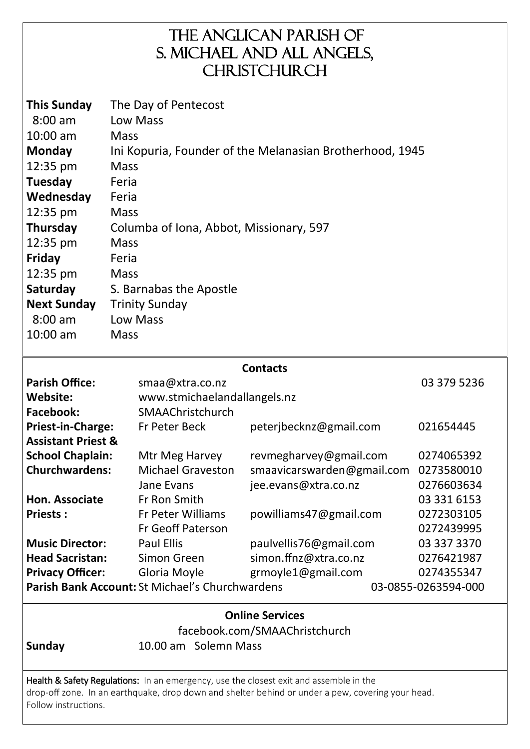# The Anglican Parish of S. Michael and All Angels, Christchurch

| | |
|---|---|
| **This Sunday** | The Day of Pentecost |
| 8:00 am | Low Mass |
| 10:00 am | Mass |
| **Monday** | Ini Kopuria, Founder of the Melanasian Brotherhood, 1945 |
| 12:35 pm | Mass |
| **Tuesday** | Feria |
| **Wednesday** | Feria |
| 12:35 pm | Mass |
| **Thursday** | Columba of Iona, Abbot, Missionary, 597 |
| 12:35 pm | Mass |
| **Friday** | Feria |
| 12:35 pm | Mass |
| **Saturday** | S. Barnabas the Apostle |
| **Next Sunday** | Trinity Sunday |
| 8:00 am | Low Mass |
| 10:00 am | Mass |

## Contacts

| | | | |
|---|---|---|---|
| **Parish Office:** | smaa@xtra.co.nz | | 03 379 5236 |
| **Website:** | www.stmichaelandallangels.nz | | |
| **Facebook:** | SMAAChristchurch | | |
| **Priest-in-Charge:** | Fr Peter Beck | peterjbecknz@gmail.com | 021654445 |
| **Assistant Priest & School Chaplain:** | Mtr Meg Harvey | revmegharvey@gmail.com | 0274065392 |
| **Churchwardens:** | Michael Graveston | smaavicarswarden@gmail.com | 0273580010 |
| | Jane Evans | jee.evans@xtra.co.nz | 0276603634 |
| **Hon. Associate Priests :** | Fr Ron Smith | | 03 331 6153 |
| | Fr Peter Williams | powilliams47@gmail.com | 0272303105 |
| | Fr Geoff Paterson | | 0272439995 |
| **Music Director:** | Paul Ellis | paulvellis76@gmail.com | 03 337 3370 |
| **Head Sacristan:** | Simon Green | simon.ffnz@xtra.co.nz | 0276421987 |
| **Privacy Officer:** | Gloria Moyle | grmoyle1@gmail.com | 0274355347 |
| **Parish Bank Account:** | St Michael's Churchwardens | | 03-0855-0263594-000 |

## Online Services

facebook.com/SMAAChristchurch

**Sunday** 10.00 am Solemn Mass

**Health & Safety Regulations:** In an emergency, use the closest exit and assemble in the drop-off zone. In an earthquake, drop down and shelter behind or under a pew, covering your head. Follow instructions.